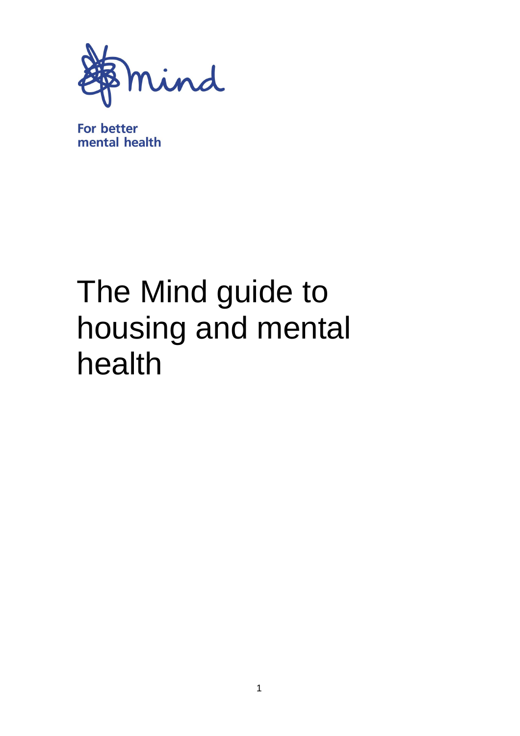mind

For better mental health

# The Mind guide to housing and mental health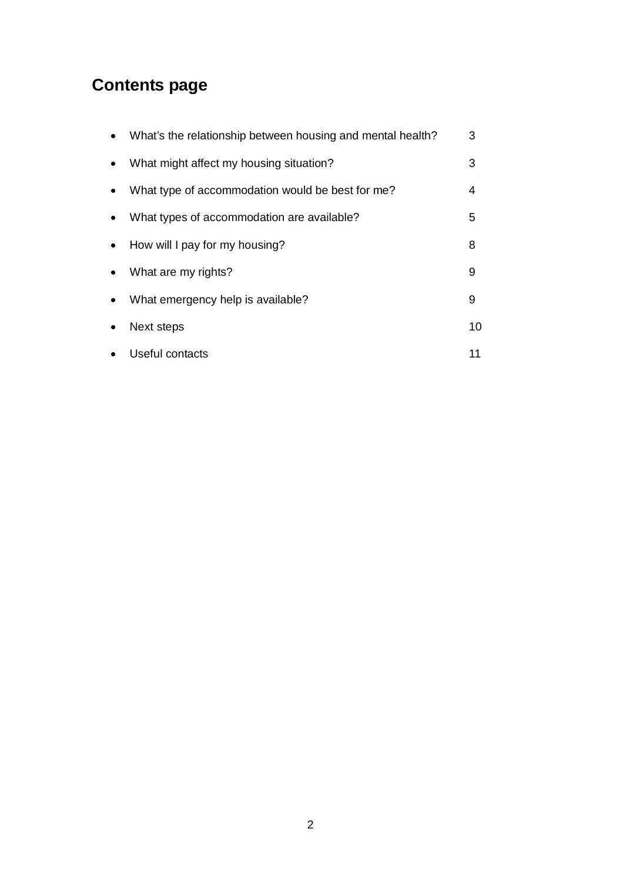# Contents page

- What's the relationship between housing and mental health? 3
- What might affect my housing situation? 3
- What type of accommodation would be best for me? 4
- What types of accommodation are available? 5
- How will I pay for my housing? 8
- What are my rights? 9
- What emergency help is available? 9
- Next steps 10
- Useful contacts 11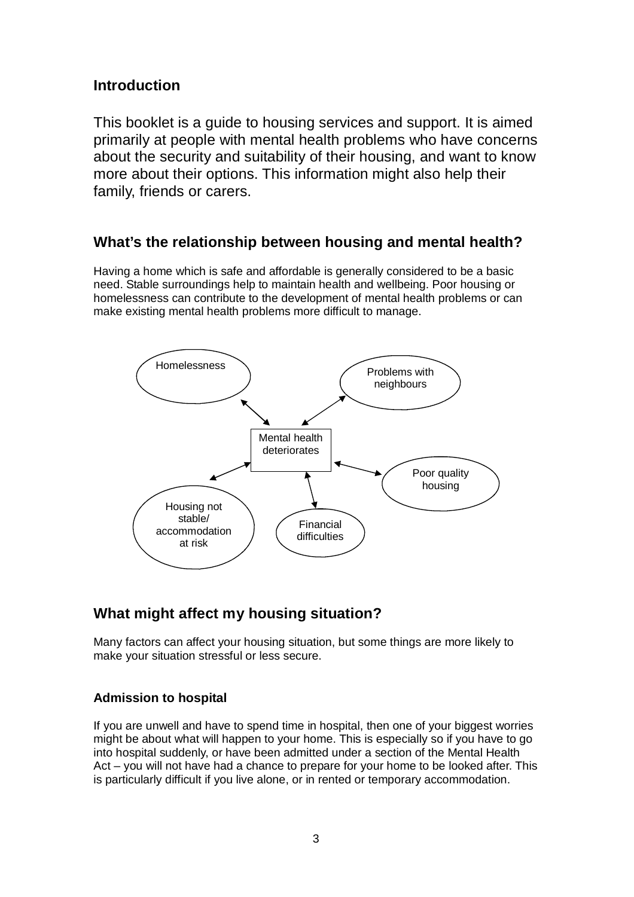## Introduction

This booklet is a guide to housing services and support. It is aimed primarily at people with mental health problems who have concerns about the security and suitability of their housing, and want to know more about their options. This information might also help their family, friends or carers.

## What's the relationship between housing and mental health?

Having a home which is safe and affordable is generally considered to be a basic need. Stable surroundings help to maintain health and wellbeing. Poor housing or homelessness can contribute to the development of mental health problems or can make existing mental health problems more difficult to manage.

Homelessness

Problems with neighbours

Mental health deteriorates

Poor quality housing

Housing not stable/ accommodation at risk

Financial difficulties

## What might affect my housing situation?

Many factors can affect your housing situation, but some things are more likely to make your situation stressful or less secure.

### Admission to hospital

If you are unwell and have to spend time in hospital, then one of your biggest worries might be about what will happen to your home. This is especially so if you have to go into hospital suddenly, or have been admitted under a section of the Mental Health Act – you will not have had a chance to prepare for your home to be looked after. This is particularly difficult if you live alone, or in rented or temporary accommodation.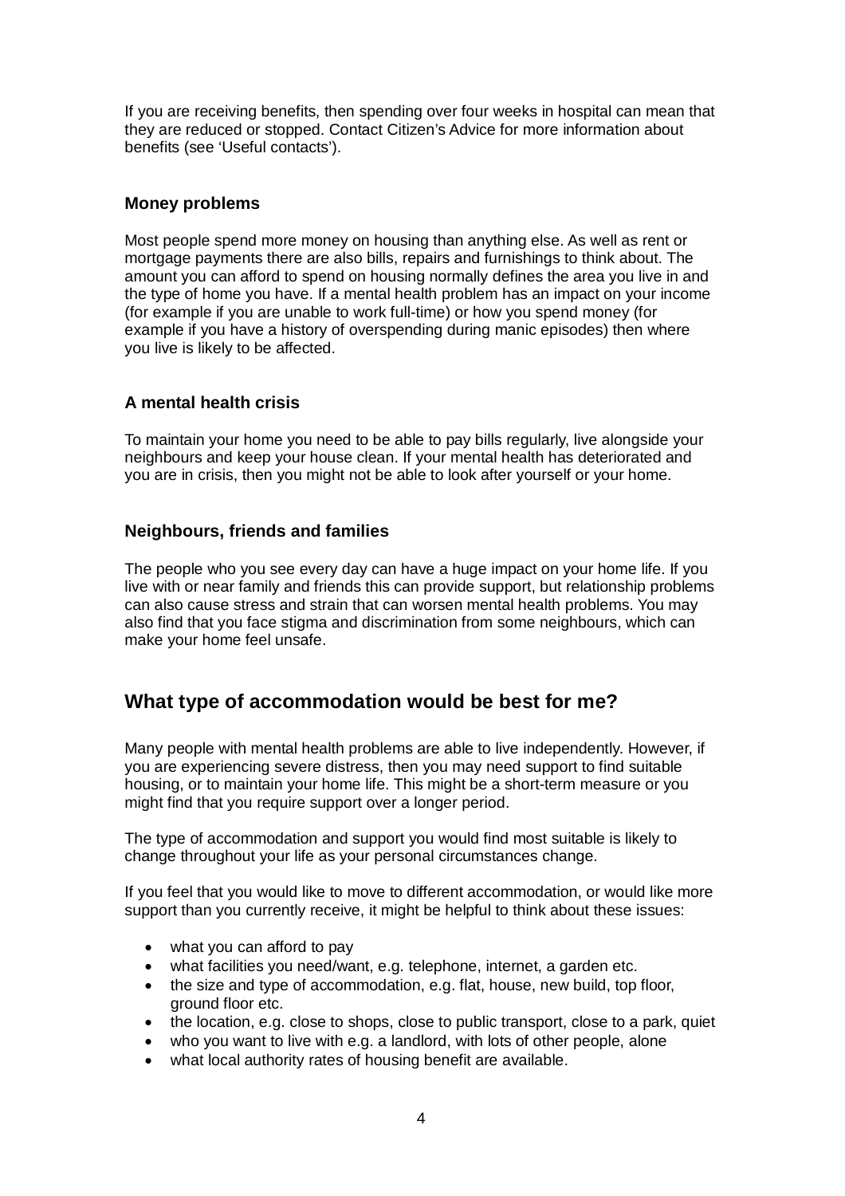If you are receiving benefits, then spending over four weeks in hospital can mean that they are reduced or stopped. Contact Citizen's Advice for more information about benefits (see 'Useful contacts').

### Money problems

Most people spend more money on housing than anything else. As well as rent or mortgage payments there are also bills, repairs and furnishings to think about. The amount you can afford to spend on housing normally defines the area you live in and the type of home you have. If a mental health problem has an impact on your income (for example if you are unable to work full-time) or how you spend money (for example if you have a history of overspending during manic episodes) then where you live is likely to be affected.

### A mental health crisis

To maintain your home you need to be able to pay bills regularly, live alongside your neighbours and keep your house clean. If your mental health has deteriorated and you are in crisis, then you might not be able to look after yourself or your home.

### Neighbours, friends and families

The people who you see every day can have a huge impact on your home life. If you live with or near family and friends this can provide support, but relationship problems can also cause stress and strain that can worsen mental health problems. You may also find that you face stigma and discrimination from some neighbours, which can make your home feel unsafe.

## What type of accommodation would be best for me?

Many people with mental health problems are able to live independently. However, if you are experiencing severe distress, then you may need support to find suitable housing, or to maintain your home life. This might be a short-term measure or you might find that you require support over a longer period.

The type of accommodation and support you would find most suitable is likely to change throughout your life as your personal circumstances change.

If you feel that you would like to move to different accommodation, or would like more support than you currently receive, it might be helpful to think about these issues:

- what you can afford to pay
- what facilities you need/want, e.g. telephone, internet, a garden etc.
- the size and type of accommodation, e.g. flat, house, new build, top floor, ground floor etc.
- the location, e.g. close to shops, close to public transport, close to a park, quiet
- who you want to live with e.g. a landlord, with lots of other people, alone
- what local authority rates of housing benefit are available.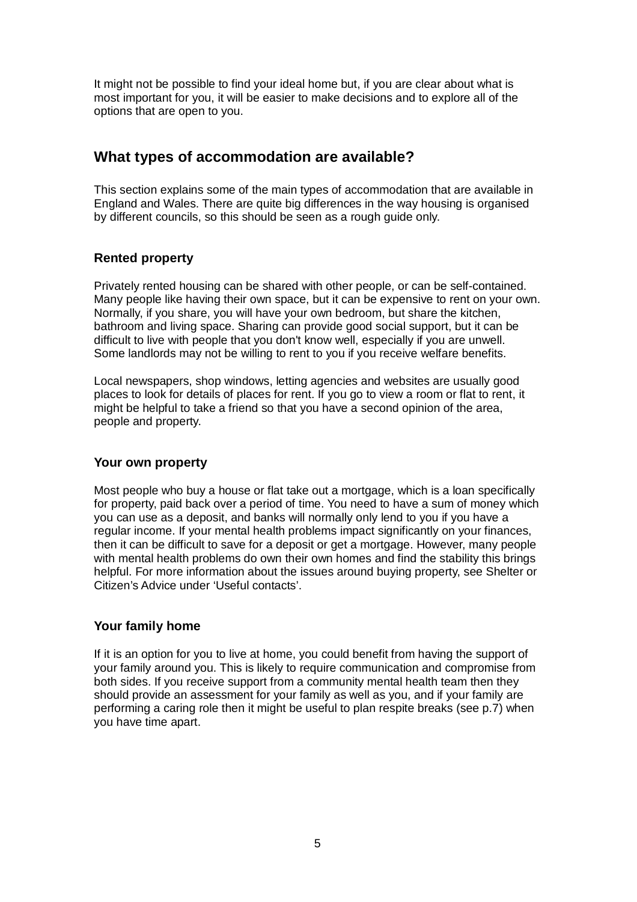It might not be possible to find your ideal home but, if you are clear about what is most important for you, it will be easier to make decisions and to explore all of the options that are open to you.

## What types of accommodation are available?

This section explains some of the main types of accommodation that are available in England and Wales. There are quite big differences in the way housing is organised by different councils, so this should be seen as a rough guide only.

### Rented property

Privately rented housing can be shared with other people, or can be self-contained. Many people like having their own space, but it can be expensive to rent on your own. Normally, if you share, you will have your own bedroom, but share the kitchen, bathroom and living space. Sharing can provide good social support, but it can be difficult to live with people that you don't know well, especially if you are unwell. Some landlords may not be willing to rent to you if you receive welfare benefits.

Local newspapers, shop windows, letting agencies and websites are usually good places to look for details of places for rent. If you go to view a room or flat to rent, it might be helpful to take a friend so that you have a second opinion of the area, people and property.

### Your own property

Most people who buy a house or flat take out a mortgage, which is a loan specifically for property, paid back over a period of time. You need to have a sum of money which you can use as a deposit, and banks will normally only lend to you if you have a regular income. If your mental health problems impact significantly on your finances, then it can be difficult to save for a deposit or get a mortgage. However, many people with mental health problems do own their own homes and find the stability this brings helpful. For more information about the issues around buying property, see Shelter or Citizen's Advice under 'Useful contacts'.

### Your family home

If it is an option for you to live at home, you could benefit from having the support of your family around you. This is likely to require communication and compromise from both sides. If you receive support from a community mental health team then they should provide an assessment for your family as well as you, and if your family are performing a caring role then it might be useful to plan respite breaks (see p.7) when you have time apart.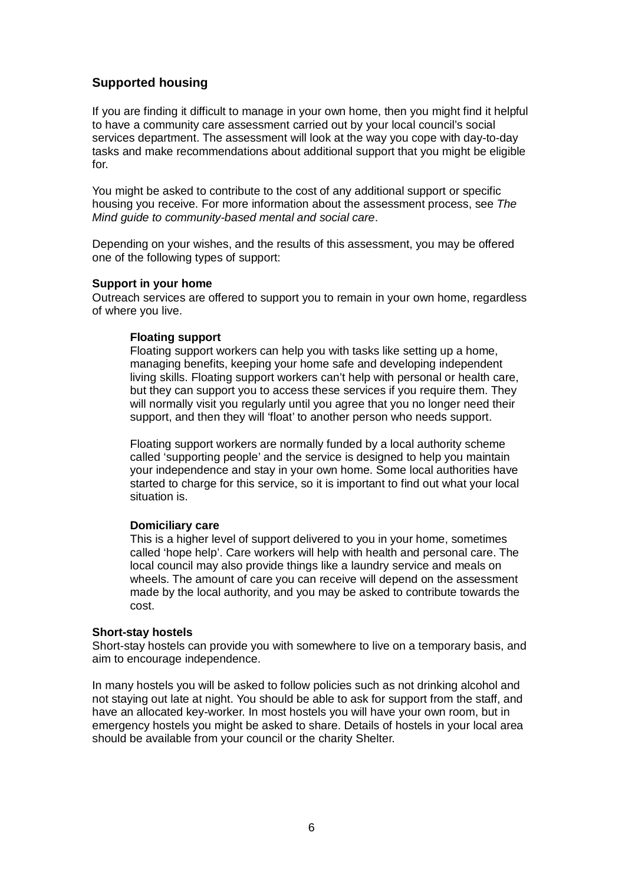## Supported housing

If you are finding it difficult to manage in your own home, then you might find it helpful to have a community care assessment carried out by your local council's social services department. The assessment will look at the way you cope with day-to-day tasks and make recommendations about additional support that you might be eligible for.

You might be asked to contribute to the cost of any additional support or specific housing you receive. For more information about the assessment process, see *The Mind guide to community-based mental and social care*.

Depending on your wishes, and the results of this assessment, you may be offered one of the following types of support:

### Support in your home

Outreach services are offered to support you to remain in your own home, regardless of where you live.

#### Floating support

Floating support workers can help you with tasks like setting up a home, managing benefits, keeping your home safe and developing independent living skills. Floating support workers can't help with personal or health care, but they can support you to access these services if you require them. They will normally visit you regularly until you agree that you no longer need their support, and then they will 'float' to another person who needs support.

Floating support workers are normally funded by a local authority scheme called 'supporting people' and the service is designed to help you maintain your independence and stay in your own home. Some local authorities have started to charge for this service, so it is important to find out what your local situation is.

#### Domiciliary care

This is a higher level of support delivered to you in your home, sometimes called 'hope help'. Care workers will help with health and personal care. The local council may also provide things like a laundry service and meals on wheels. The amount of care you can receive will depend on the assessment made by the local authority, and you may be asked to contribute towards the cost.

### Short-stay hostels

Short-stay hostels can provide you with somewhere to live on a temporary basis, and aim to encourage independence.

In many hostels you will be asked to follow policies such as not drinking alcohol and not staying out late at night. You should be able to ask for support from the staff, and have an allocated key-worker. In most hostels you will have your own room, but in emergency hostels you might be asked to share. Details of hostels in your local area should be available from your council or the charity Shelter.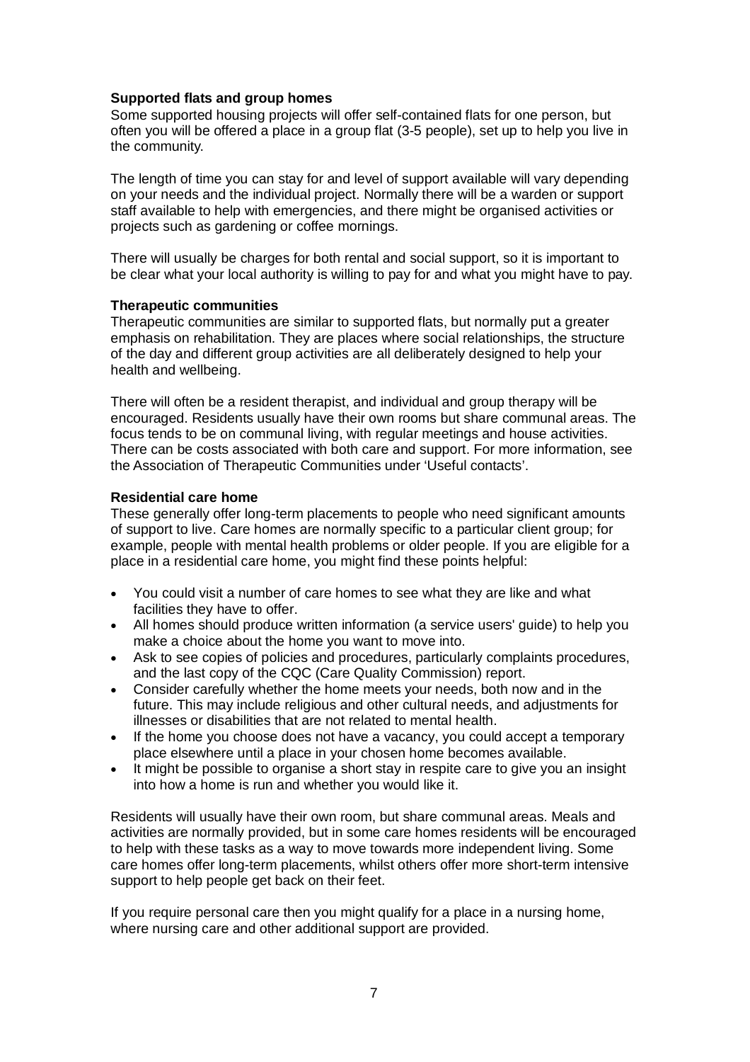**Supported flats and group homes**

Some supported housing projects will offer self-contained flats for one person, but often you will be offered a place in a group flat (3-5 people), set up to help you live in the community.

The length of time you can stay for and level of support available will vary depending on your needs and the individual project. Normally there will be a warden or support staff available to help with emergencies, and there might be organised activities or projects such as gardening or coffee mornings.

There will usually be charges for both rental and social support, so it is important to be clear what your local authority is willing to pay for and what you might have to pay.

**Therapeutic communities**

Therapeutic communities are similar to supported flats, but normally put a greater emphasis on rehabilitation. They are places where social relationships, the structure of the day and different group activities are all deliberately designed to help your health and wellbeing.

There will often be a resident therapist, and individual and group therapy will be encouraged. Residents usually have their own rooms but share communal areas. The focus tends to be on communal living, with regular meetings and house activities. There can be costs associated with both care and support. For more information, see the Association of Therapeutic Communities under 'Useful contacts'.

**Residential care home**

These generally offer long-term placements to people who need significant amounts of support to live. Care homes are normally specific to a particular client group; for example, people with mental health problems or older people. If you are eligible for a place in a residential care home, you might find these points helpful:

- You could visit a number of care homes to see what they are like and what facilities they have to offer.
- All homes should produce written information (a service users' guide) to help you make a choice about the home you want to move into.
- Ask to see copies of policies and procedures, particularly complaints procedures, and the last copy of the CQC (Care Quality Commission) report.
- Consider carefully whether the home meets your needs, both now and in the future. This may include religious and other cultural needs, and adjustments for illnesses or disabilities that are not related to mental health.
- If the home you choose does not have a vacancy, you could accept a temporary place elsewhere until a place in your chosen home becomes available.
- It might be possible to organise a short stay in respite care to give you an insight into how a home is run and whether you would like it.

Residents will usually have their own room, but share communal areas. Meals and activities are normally provided, but in some care homes residents will be encouraged to help with these tasks as a way to move towards more independent living. Some care homes offer long-term placements, whilst others offer more short-term intensive support to help people get back on their feet.

If you require personal care then you might qualify for a place in a nursing home, where nursing care and other additional support are provided.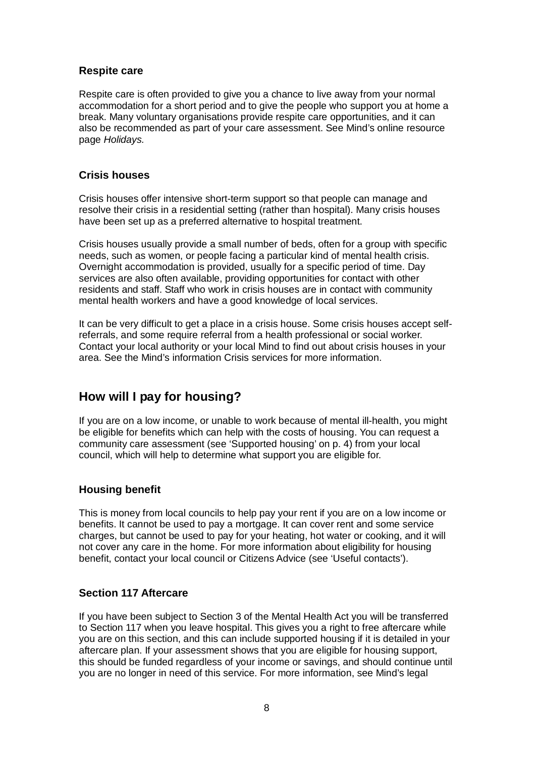### Respite care

Respite care is often provided to give you a chance to live away from your normal accommodation for a short period and to give the people who support you at home a break. Many voluntary organisations provide respite care opportunities, and it can also be recommended as part of your care assessment. See Mind's online resource page *Holidays.*

### Crisis houses

Crisis houses offer intensive short-term support so that people can manage and resolve their crisis in a residential setting (rather than hospital). Many crisis houses have been set up as a preferred alternative to hospital treatment.

Crisis houses usually provide a small number of beds, often for a group with specific needs, such as women, or people facing a particular kind of mental health crisis. Overnight accommodation is provided, usually for a specific period of time. Day services are also often available, providing opportunities for contact with other residents and staff. Staff who work in crisis houses are in contact with community mental health workers and have a good knowledge of local services.

It can be very difficult to get a place in a crisis house. Some crisis houses accept self-referrals, and some require referral from a health professional or social worker. Contact your local authority or your local Mind to find out about crisis houses in your area. See the Mind's information Crisis services for more information.

## How will I pay for housing?

If you are on a low income, or unable to work because of mental ill-health, you might be eligible for benefits which can help with the costs of housing. You can request a community care assessment (see 'Supported housing' on p. 4) from your local council, which will help to determine what support you are eligible for.

### Housing benefit

This is money from local councils to help pay your rent if you are on a low income or benefits. It cannot be used to pay a mortgage. It can cover rent and some service charges, but cannot be used to pay for your heating, hot water or cooking, and it will not cover any care in the home. For more information about eligibility for housing benefit, contact your local council or Citizens Advice (see 'Useful contacts').

### Section 117 Aftercare

If you have been subject to Section 3 of the Mental Health Act you will be transferred to Section 117 when you leave hospital. This gives you a right to free aftercare while you are on this section, and this can include supported housing if it is detailed in your aftercare plan. If your assessment shows that you are eligible for housing support, this should be funded regardless of your income or savings, and should continue until you are no longer in need of this service. For more information, see Mind's legal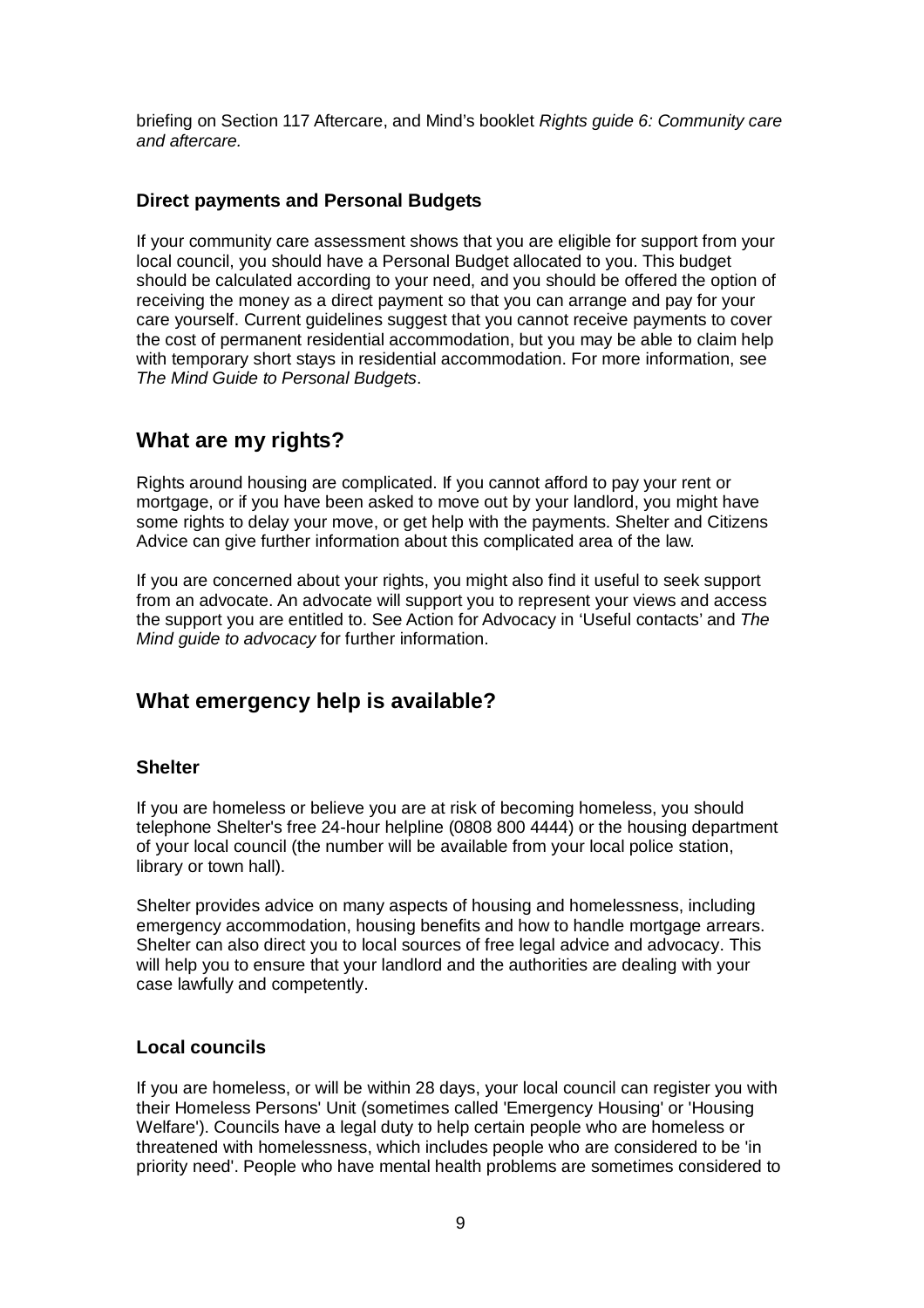briefing on Section 117 Aftercare, and Mind's booklet *Rights guide 6: Community care and aftercare.*

### Direct payments and Personal Budgets

If your community care assessment shows that you are eligible for support from your local council, you should have a Personal Budget allocated to you. This budget should be calculated according to your need, and you should be offered the option of receiving the money as a direct payment so that you can arrange and pay for your care yourself. Current guidelines suggest that you cannot receive payments to cover the cost of permanent residential accommodation, but you may be able to claim help with temporary short stays in residential accommodation. For more information, see *The Mind Guide to Personal Budgets*.

## What are my rights?

Rights around housing are complicated. If you cannot afford to pay your rent or mortgage, or if you have been asked to move out by your landlord, you might have some rights to delay your move, or get help with the payments. Shelter and Citizens Advice can give further information about this complicated area of the law.

If you are concerned about your rights, you might also find it useful to seek support from an advocate. An advocate will support you to represent your views and access the support you are entitled to. See Action for Advocacy in 'Useful contacts' and *The Mind guide to advocacy* for further information.

## What emergency help is available?

### Shelter

If you are homeless or believe you are at risk of becoming homeless, you should telephone Shelter's free 24-hour helpline (0808 800 4444) or the housing department of your local council (the number will be available from your local police station, library or town hall).

Shelter provides advice on many aspects of housing and homelessness, including emergency accommodation, housing benefits and how to handle mortgage arrears. Shelter can also direct you to local sources of free legal advice and advocacy. This will help you to ensure that your landlord and the authorities are dealing with your case lawfully and competently.

### Local councils

If you are homeless, or will be within 28 days, your local council can register you with their Homeless Persons' Unit (sometimes called 'Emergency Housing' or 'Housing Welfare'). Councils have a legal duty to help certain people who are homeless or threatened with homelessness, which includes people who are considered to be 'in priority need'. People who have mental health problems are sometimes considered to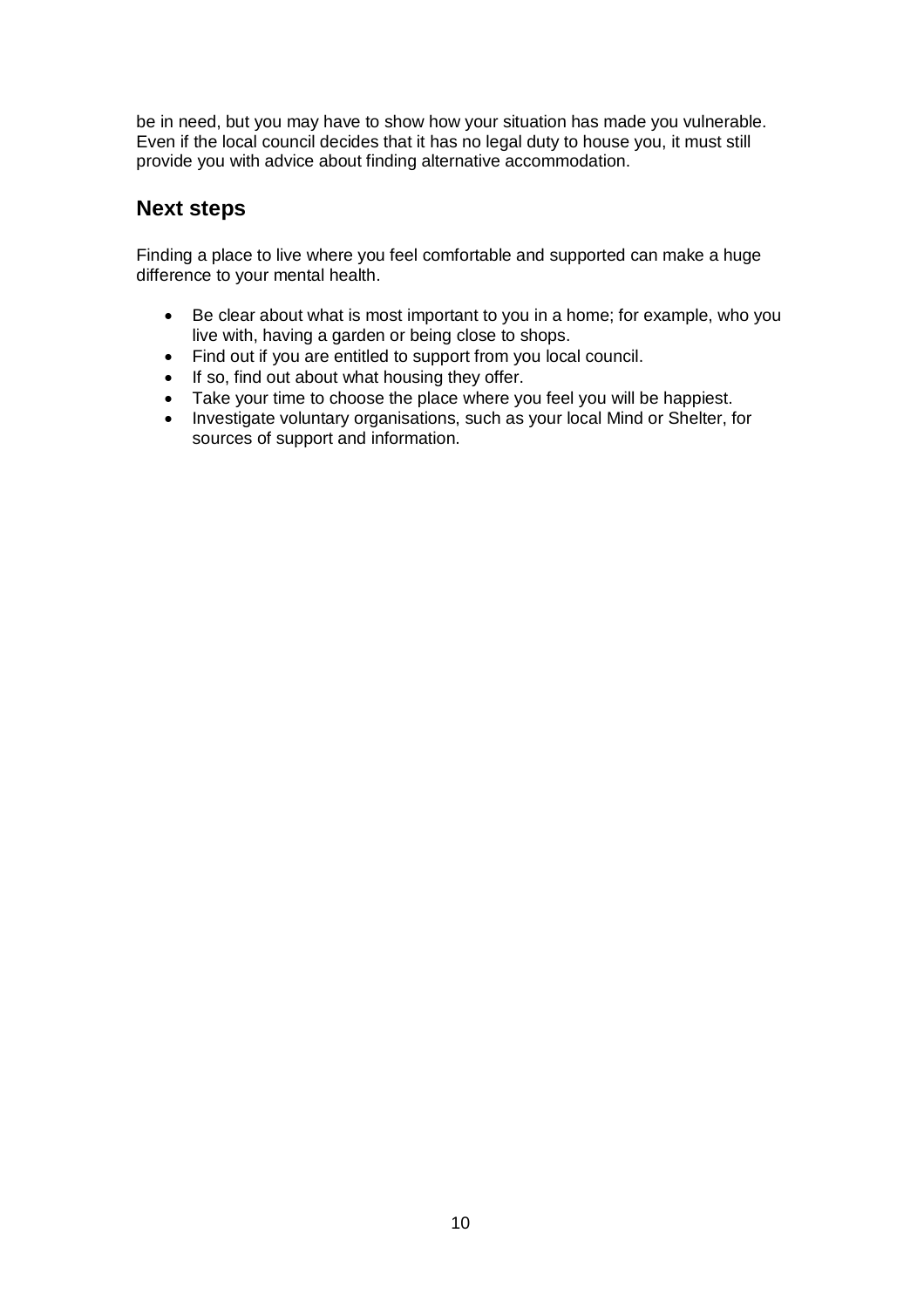be in need, but you may have to show how your situation has made you vulnerable. Even if the local council decides that it has no legal duty to house you, it must still provide you with advice about finding alternative accommodation.

## Next steps

Finding a place to live where you feel comfortable and supported can make a huge difference to your mental health.

- Be clear about what is most important to you in a home; for example, who you live with, having a garden or being close to shops.
- Find out if you are entitled to support from you local council.
- If so, find out about what housing they offer.
- Take your time to choose the place where you feel you will be happiest.
- Investigate voluntary organisations, such as your local Mind or Shelter, for sources of support and information.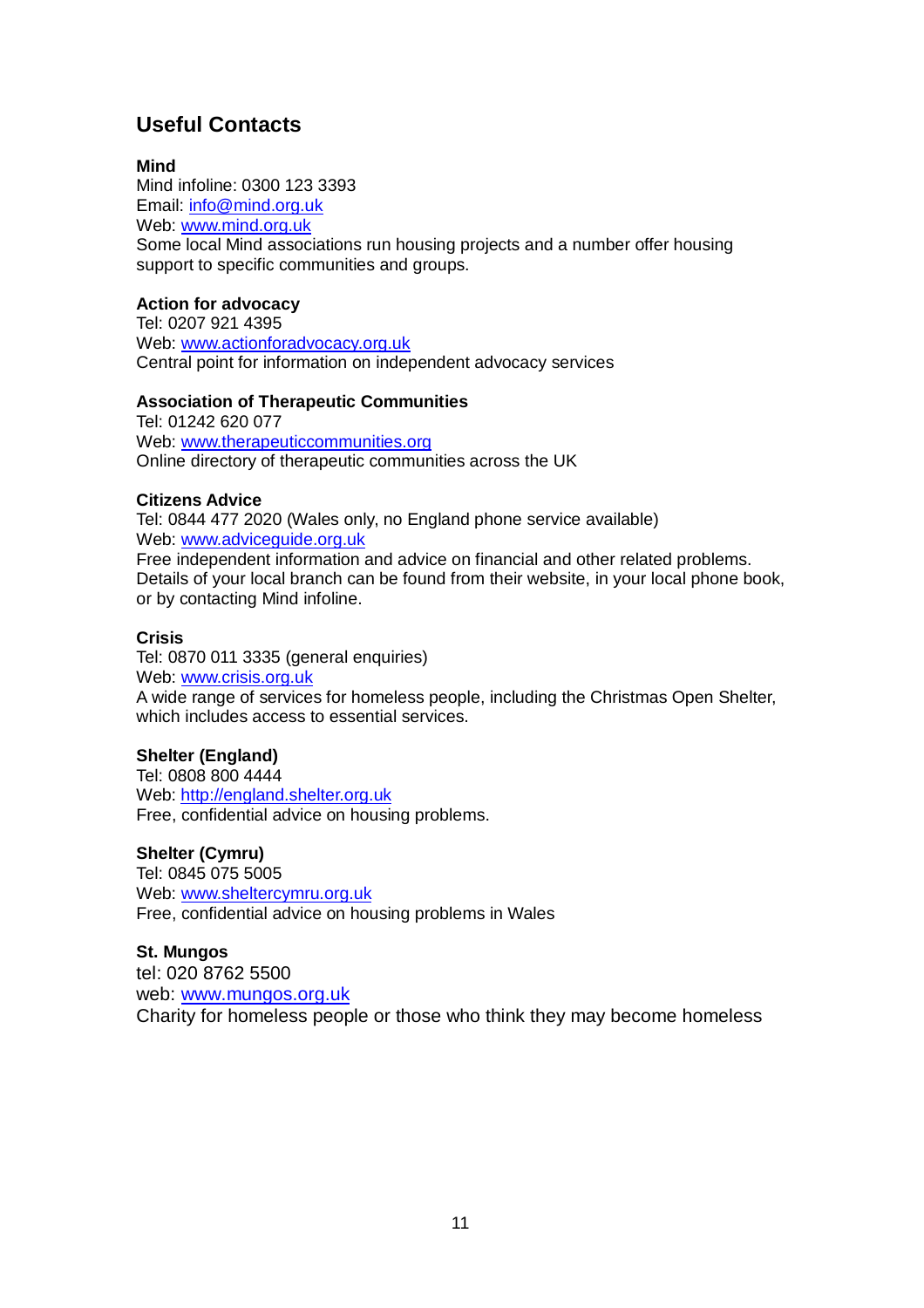## Useful Contacts

**Mind**
Mind infoline: 0300 123 3393
Email: info@mind.org.uk
Web: www.mind.org.uk
Some local Mind associations run housing projects and a number offer housing support to specific communities and groups.

**Action for advocacy**
Tel: 0207 921 4395
Web: www.actionforadvocacy.org.uk
Central point for information on independent advocacy services

**Association of Therapeutic Communities**
Tel: 01242 620 077
Web: www.therapeuticcommunities.org
Online directory of therapeutic communities across the UK

**Citizens Advice**
Tel: 0844 477 2020 (Wales only, no England phone service available)
Web: www.adviceguide.org.uk
Free independent information and advice on financial and other related problems. Details of your local branch can be found from their website, in your local phone book, or by contacting Mind infoline.

**Crisis**
Tel: 0870 011 3335 (general enquiries)
Web: www.crisis.org.uk
A wide range of services for homeless people, including the Christmas Open Shelter, which includes access to essential services.

**Shelter (England)**
Tel: 0808 800 4444
Web: http://england.shelter.org.uk
Free, confidential advice on housing problems.

**Shelter (Cymru)**
Tel: 0845 075 5005
Web: www.sheltercymru.org.uk
Free, confidential advice on housing problems in Wales

**St. Mungos**
tel: 020 8762 5500
web: www.mungos.org.uk
Charity for homeless people or those who think they may become homeless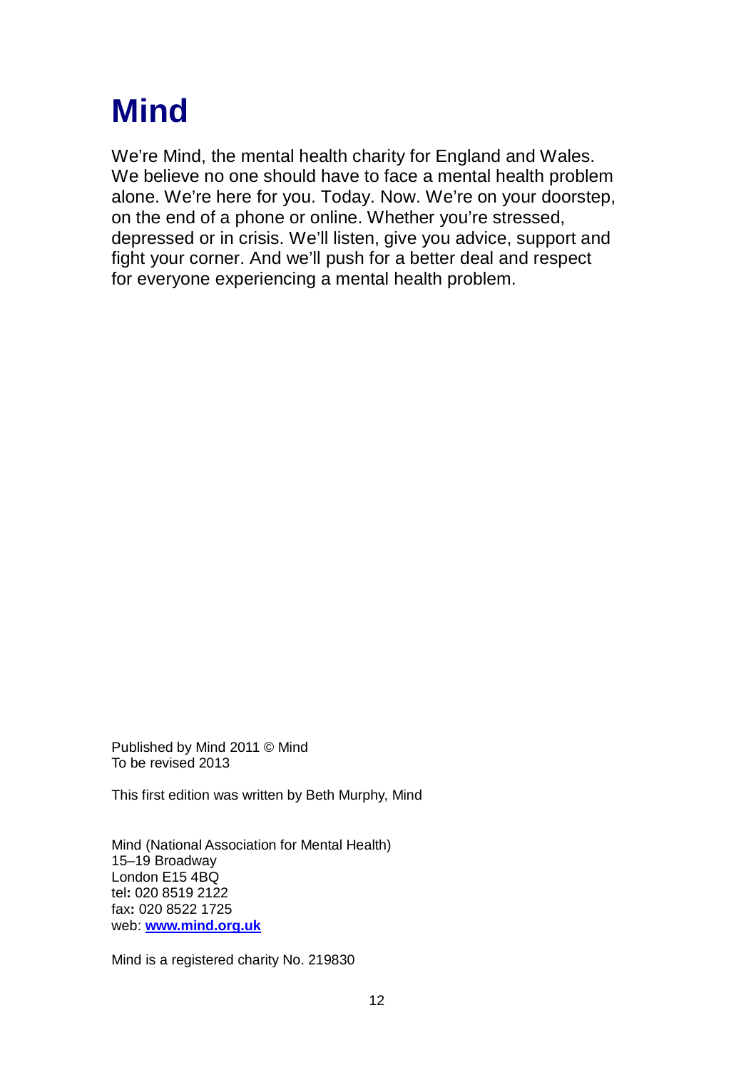# Mind

We're Mind, the mental health charity for England and Wales. We believe no one should have to face a mental health problem alone. We're here for you. Today. Now. We're on your doorstep, on the end of a phone or online. Whether you're stressed, depressed or in crisis. We'll listen, give you advice, support and fight your corner. And we'll push for a better deal and respect for everyone experiencing a mental health problem.

Published by Mind 2011 © Mind
To be revised 2013

This first edition was written by Beth Murphy, Mind

Mind (National Association for Mental Health)
15–19 Broadway
London E15 4BQ
tel**:** 020 8519 2122
fax**:** 020 8522 1725
web: **[www.mind.org.uk](http://www.mind.org.uk)**

Mind is a registered charity No. 219830